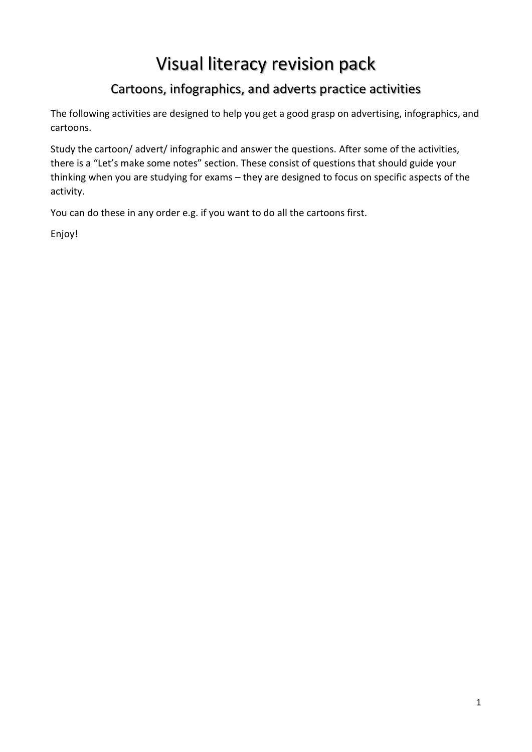# Visual literacy revision pack

## Cartoons, infographics, and adverts practice activities

The following activities are designed to help you get a good grasp on advertising, infographics, and cartoons.

Study the cartoon/ advert/ infographic and answer the questions. After some of the activities, there is a "Let's make some notes" section. These consist of questions that should guide your thinking when you are studying for exams – they are designed to focus on specific aspects of the activity.

You can do these in any order e.g. if you want to do all the cartoons first.

Enjoy!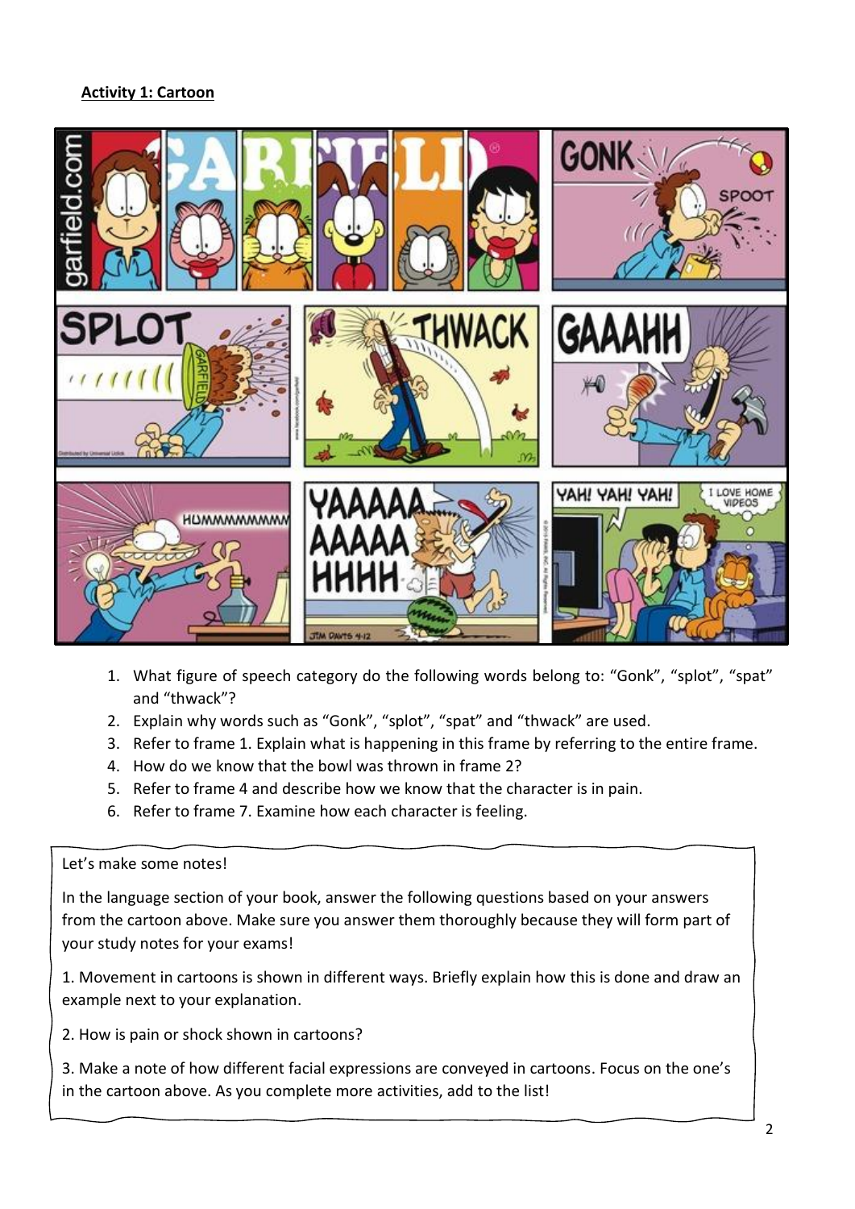**Activity 1: Cartoon**

1. What figure of speech category do the following words belong to: "Gonk", "splot", "spat" and "thwack"?
2. Explain why words such as "Gonk", "splot", "spat" and "thwack" are used.
3. Refer to frame 1. Explain what is happening in this frame by referring to the entire frame.
4. How do we know that the bowl was thrown in frame 2?
5. Refer to frame 4 and describe how we know that the character is in pain.
6. Refer to frame 7. Examine how each character is feeling.

Let's make some notes!

In the language section of your book, answer the following questions based on your answers from the cartoon above. Make sure you answer them thoroughly because they will form part of your study notes for your exams!

1. Movement in cartoons is shown in different ways. Briefly explain how this is done and draw an example next to your explanation.

2. How is pain or shock shown in cartoons?

3. Make a note of how different facial expressions are conveyed in cartoons. Focus on the one's in the cartoon above. As you complete more activities, add to the list!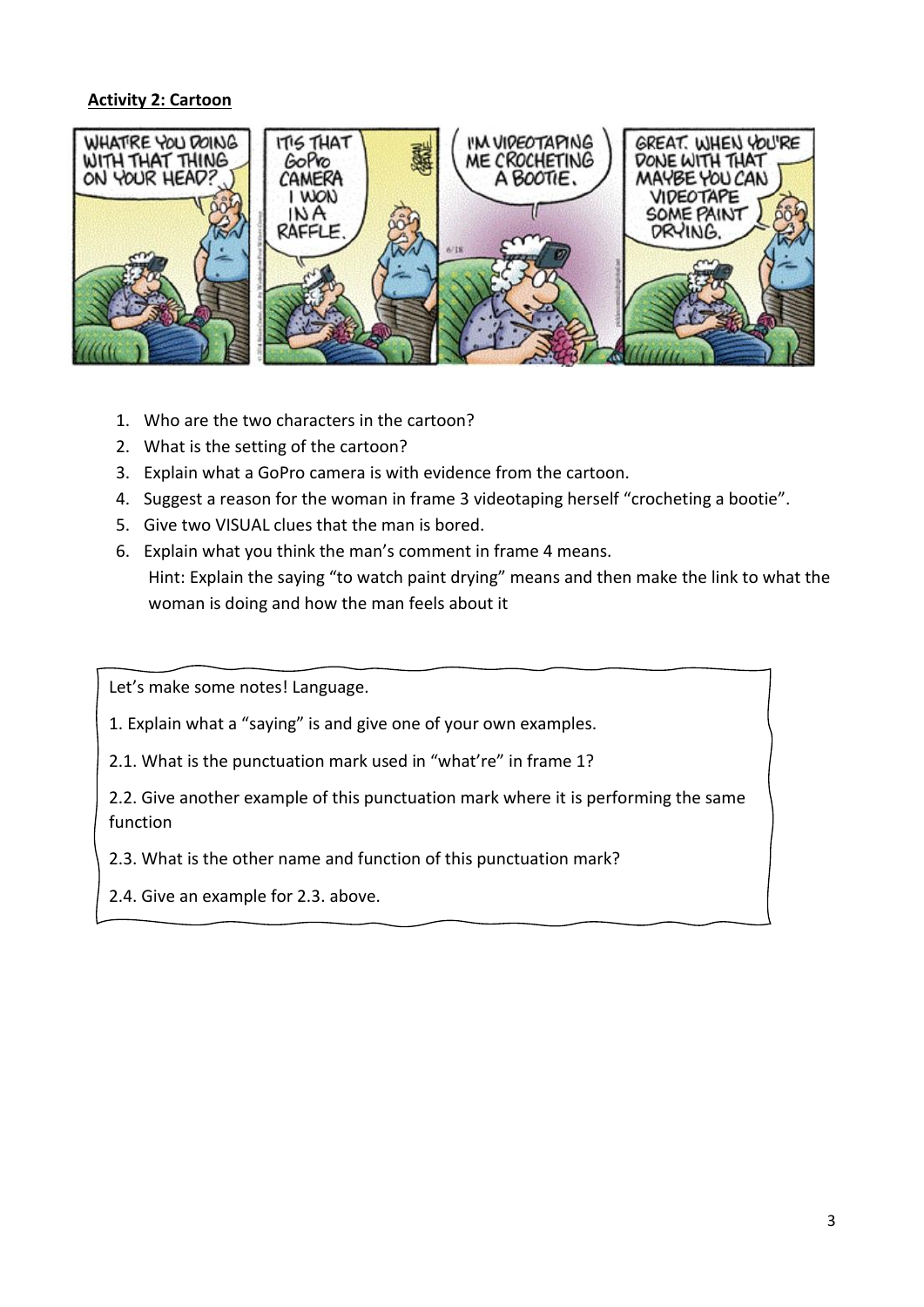**Activity 2: Cartoon**

1. Who are the two characters in the cartoon?
2. What is the setting of the cartoon?
3. Explain what a GoPro camera is with evidence from the cartoon.
4. Suggest a reason for the woman in frame 3 videotaping herself "crocheting a bootie".
5. Give two VISUAL clues that the man is bored.
6. Explain what you think the man's comment in frame 4 means.
   Hint: Explain the saying "to watch paint drying" means and then make the link to what the woman is doing and how the man feels about it

Let's make some notes! Language.

1. Explain what a "saying" is and give one of your own examples.

2.1. What is the punctuation mark used in "what're" in frame 1?

2.2. Give another example of this punctuation mark where it is performing the same function

2.3. What is the other name and function of this punctuation mark?

2.4. Give an example for 2.3. above.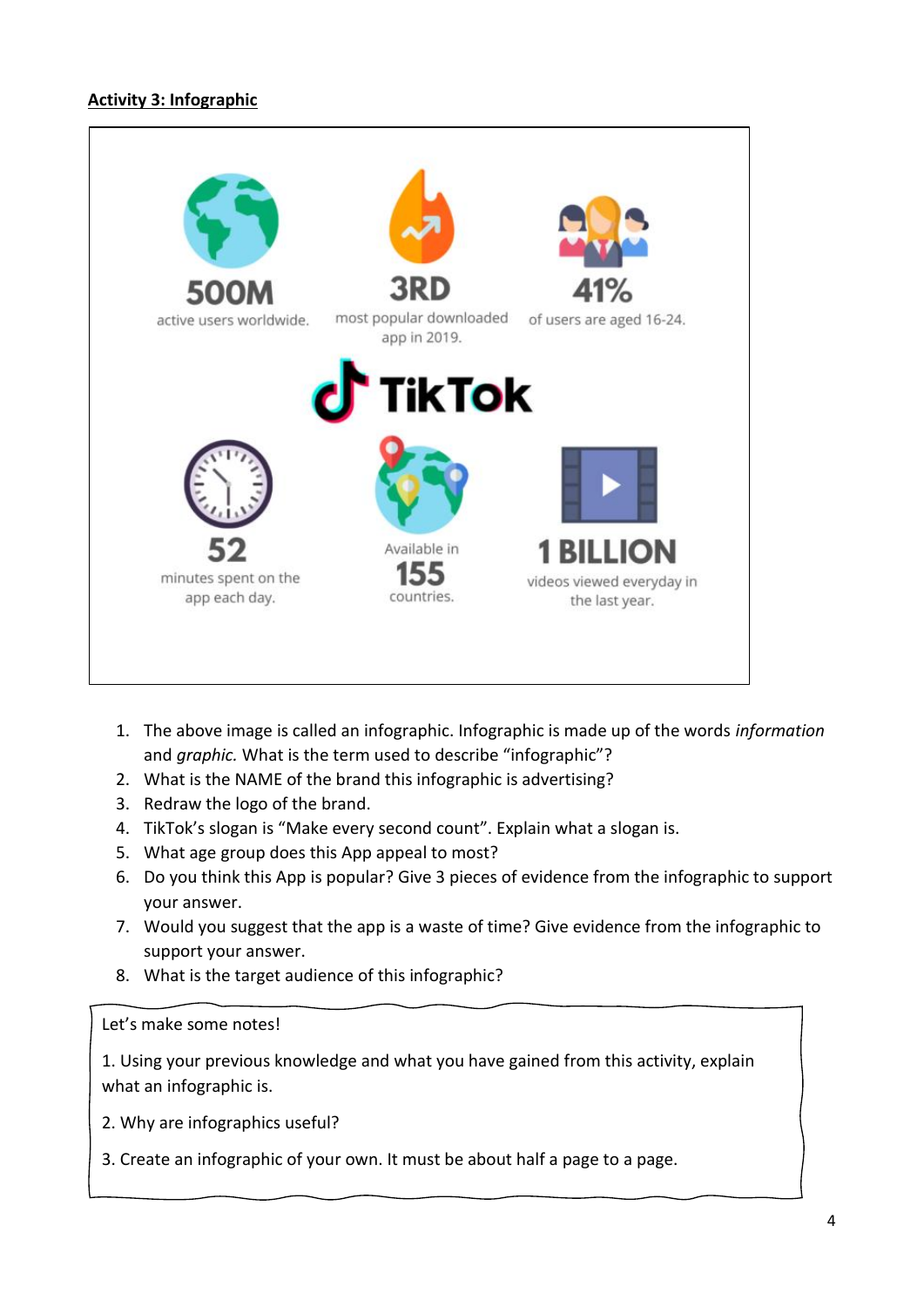**Activity 3: Infographic**

**500M**
active users worldwide.

**3RD**
most popular downloaded app in 2019.

**41%**
of users are aged 16-24.

**TikTok**

**52**
minutes spent on the app each day.

Available in
**155**
countries.

**1 BILLION**
videos viewed everyday in the last year.

1. The above image is called an infographic. Infographic is made up of the words *information* and *graphic.* What is the term used to describe "infographic"?
2. What is the NAME of the brand this infographic is advertising?
3. Redraw the logo of the brand.
4. TikTok's slogan is "Make every second count". Explain what a slogan is.
5. What age group does this App appeal to most?
6. Do you think this App is popular? Give 3 pieces of evidence from the infographic to support your answer.
7. Would you suggest that the app is a waste of time? Give evidence from the infographic to support your answer.
8. What is the target audience of this infographic?

Let's make some notes!

1. Using your previous knowledge and what you have gained from this activity, explain what an infographic is.

2. Why are infographics useful?

3. Create an infographic of your own. It must be about half a page to a page.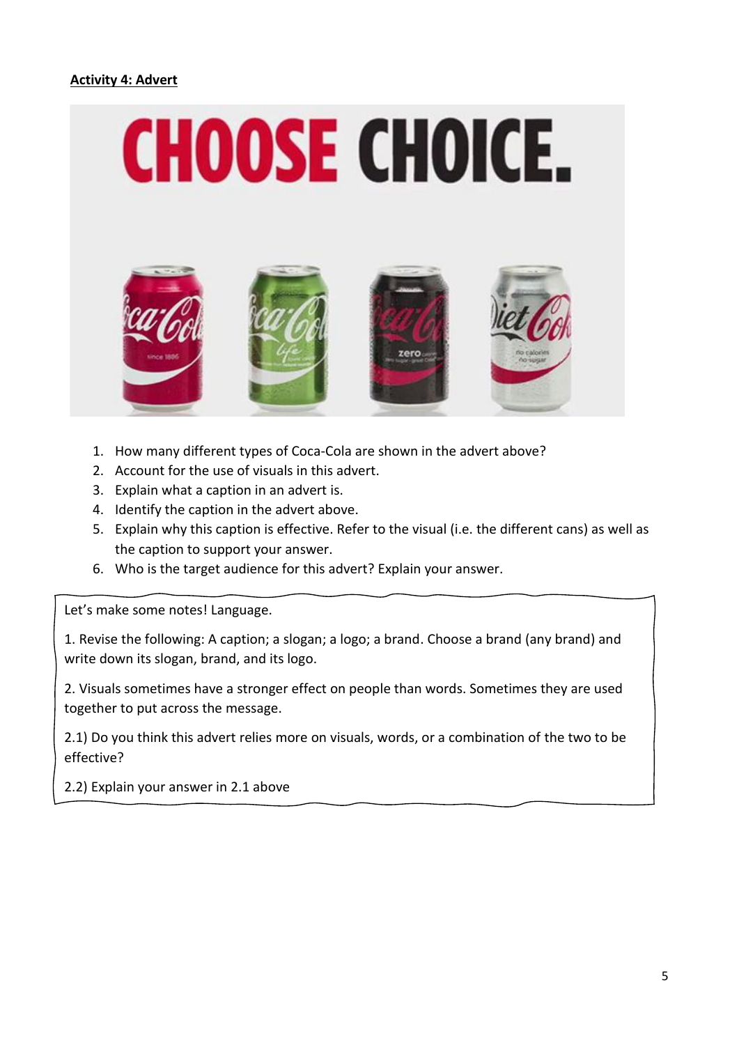**Activity 4: Advert**

1. How many different types of Coca-Cola are shown in the advert above?
2. Account for the use of visuals in this advert.
3. Explain what a caption in an advert is.
4. Identify the caption in the advert above.
5. Explain why this caption is effective. Refer to the visual (i.e. the different cans) as well as the caption to support your answer.
6. Who is the target audience for this advert? Explain your answer.

Let's make some notes! Language.

1. Revise the following: A caption; a slogan; a logo; a brand. Choose a brand (any brand) and write down its slogan, brand, and its logo.

2. Visuals sometimes have a stronger effect on people than words. Sometimes they are used together to put across the message.

2.1) Do you think this advert relies more on visuals, words, or a combination of the two to be effective?

2.2) Explain your answer in 2.1 above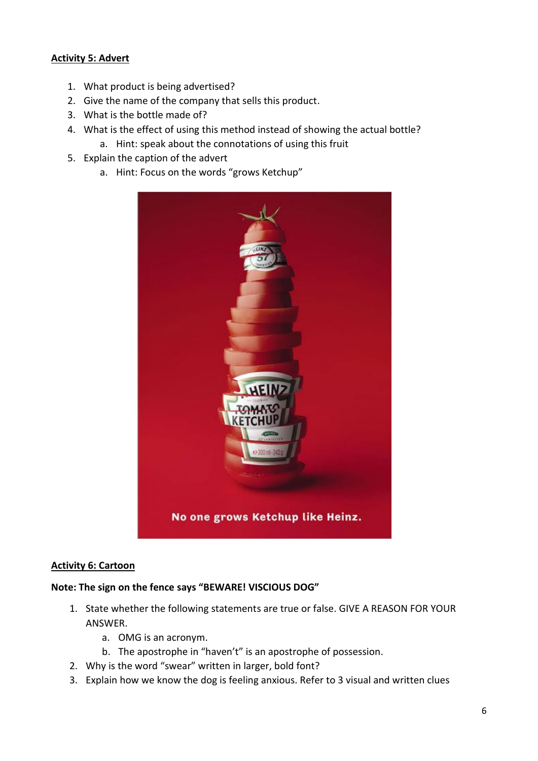**Activity 5: Advert**

1. What product is being advertised?
2. Give the name of the company that sells this product.
3. What is the bottle made of?
4. What is the effect of using this method instead of showing the actual bottle?
    a. Hint: speak about the connotations of using this fruit
5. Explain the caption of the advert
    a. Hint: Focus on the words "grows Ketchup"

**Activity 6: Cartoon**

**Note: The sign on the fence says "BEWARE! VISCIOUS DOG"**

1. State whether the following statements are true or false. GIVE A REASON FOR YOUR ANSWER.
    a. OMG is an acronym.
    b. The apostrophe in "haven't" is an apostrophe of possession.
2. Why is the word "swear" written in larger, bold font?
3. Explain how we know the dog is feeling anxious. Refer to 3 visual and written clues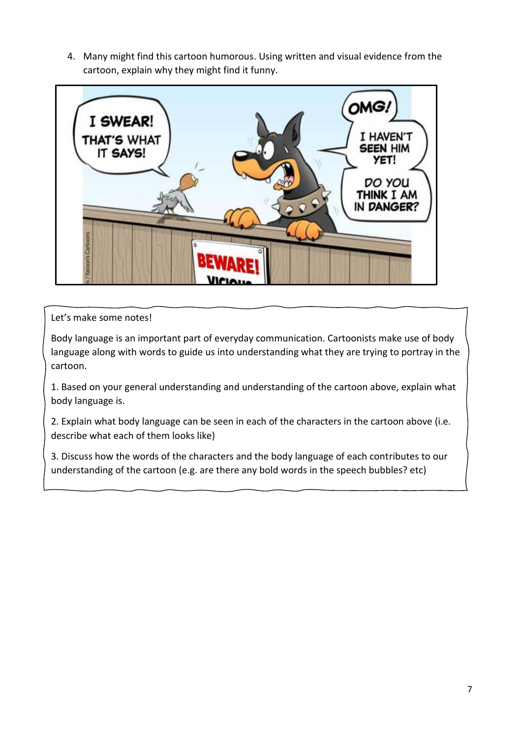4. Many might find this cartoon humorous. Using written and visual evidence from the cartoon, explain why they might find it funny.

Let's make some notes!

Body language is an important part of everyday communication. Cartoonists make use of body language along with words to guide us into understanding what they are trying to portray in the cartoon.

1. Based on your general understanding and understanding of the cartoon above, explain what body language is.

2. Explain what body language can be seen in each of the characters in the cartoon above (i.e. describe what each of them looks like)

3. Discuss how the words of the characters and the body language of each contributes to our understanding of the cartoon (e.g. are there any bold words in the speech bubbles? etc)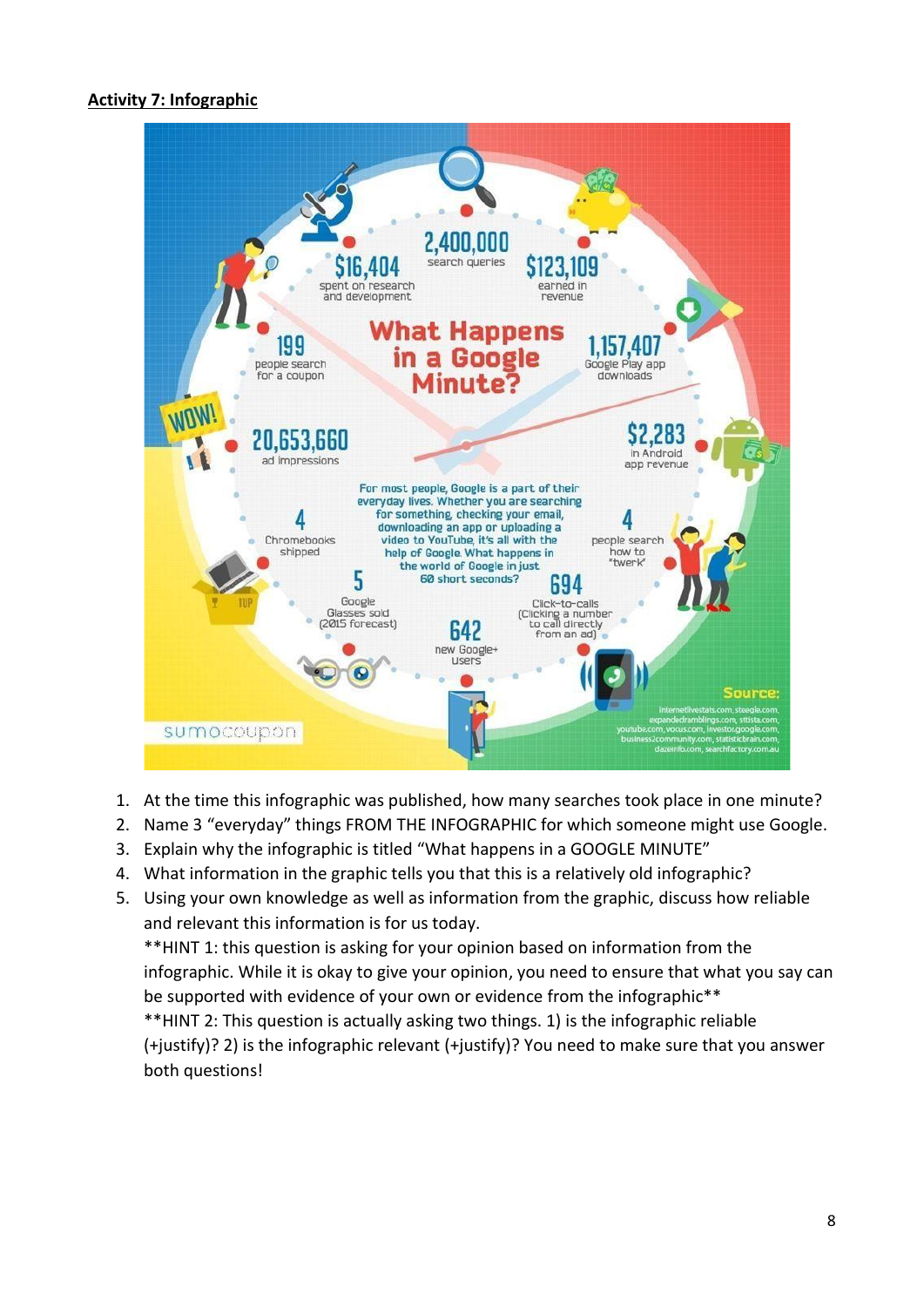**Activity 7: Infographic**

What Happens in a Google Minute?

2,400,000 search queries

$16,404 spent on research and development

$123,109 earned in revenue

199 people search for a coupon

1,157,407 Google Play app downloads

20,653,660 ad impressions

$2,283 in Android app revenue

For most people, Google is a part of their everyday lives. Whether you are searching for something, checking your email, downloading an app or uploading a video to YouTube, it's all with the help of Google. What happens in the world of Google in just 60 short seconds?

4 Chromebooks shipped

4 people search how to "twerk"

5 Google Glasses sold (2015 forecast)

694 Click-to-calls (Clicking a number to call directly from an ad)

642 new Google+ users

Source: internetlivestats.com, steegle.com, expandedramblings.com, stitsta.com, youtube.com, vocus.com, investor.google.com, business2community.com, statisticbrain.com, dazeinfo.com, searchfactory.com.au

sumocoupon

1. At the time this infographic was published, how many searches took place in one minute?
2. Name 3 "everyday" things FROM THE INFOGRAPHIC for which someone might use Google.
3. Explain why the infographic is titled "What happens in a GOOGLE MINUTE"
4. What information in the graphic tells you that this is a relatively old infographic?
5. Using your own knowledge as well as information from the graphic, discuss how reliable and relevant this information is for us today.
   **HINT 1: this question is asking for your opinion based on information from the infographic. While it is okay to give your opinion, you need to ensure that what you say can be supported with evidence of your own or evidence from the infographic**
   **HINT 2: This question is actually asking two things. 1) is the infographic reliable (+justify)? 2) is the infographic relevant (+justify)? You need to make sure that you answer both questions!